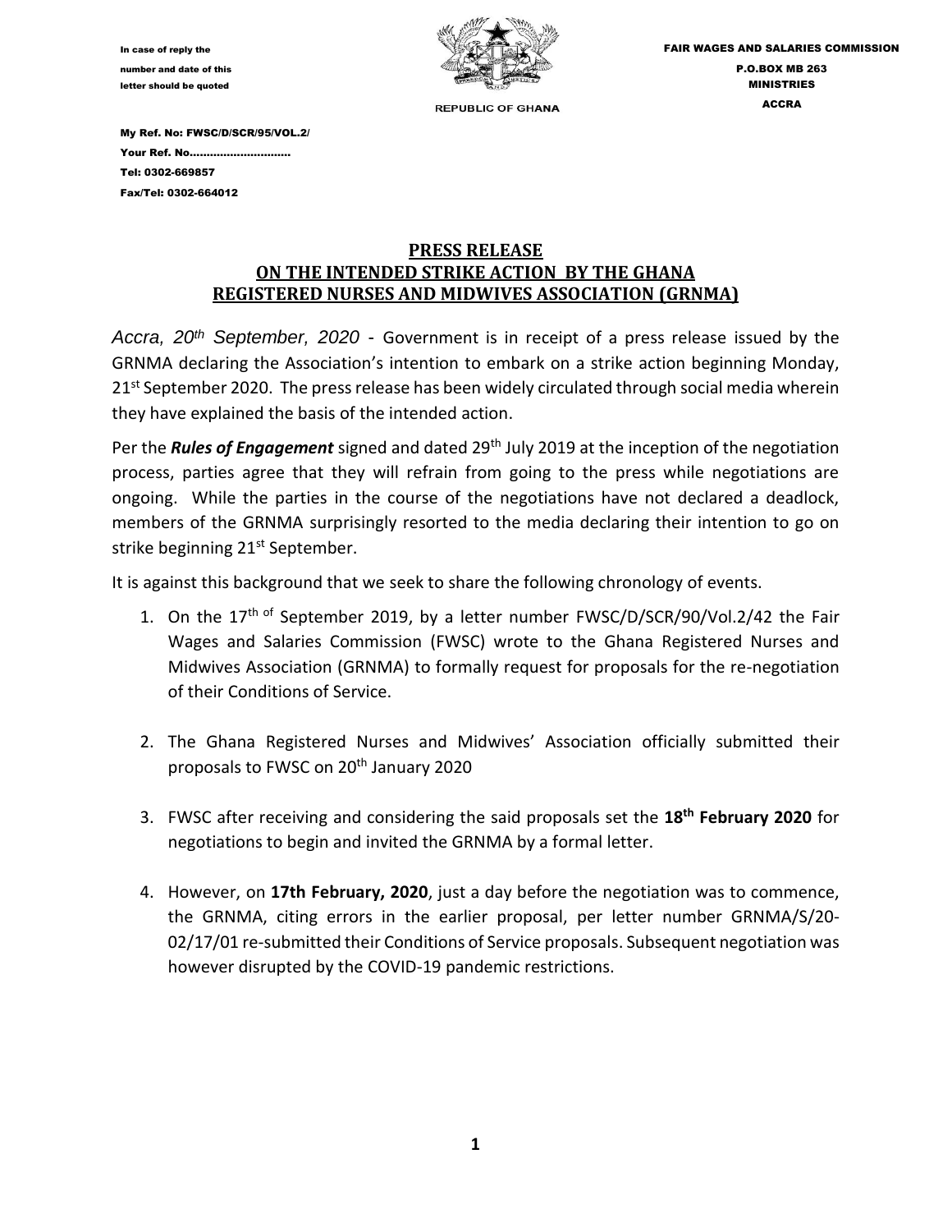In case of reply the number and date of this letter should be quoted

My Ref. No: FWSC/D/SCR/95/VOL.2/
Your Ref. No.............................
Tel: 0302-669857
Fax/Tel: 0302-664012

REPUBLIC OF GHANA

FAIR WAGES AND SALARIES COMMISSION
P.O.BOX MB 263
MINISTRIES
ACCRA

## PRESS RELEASE
## ON THE INTENDED STRIKE ACTION BY THE GHANA REGISTERED NURSES AND MIDWIVES ASSOCIATION (GRNMA)

*Accra, 20th September, 2020* - Government is in receipt of a press release issued by the GRNMA declaring the Association's intention to embark on a strike action beginning Monday, 21st September 2020. The press release has been widely circulated through social media wherein they have explained the basis of the intended action.

Per the ***Rules of Engagement*** signed and dated 29th July 2019 at the inception of the negotiation process, parties agree that they will refrain from going to the press while negotiations are ongoing. While the parties in the course of the negotiations have not declared a deadlock, members of the GRNMA surprisingly resorted to the media declaring their intention to go on strike beginning 21st September.

It is against this background that we seek to share the following chronology of events.

1. On the 17th of September 2019, by a letter number FWSC/D/SCR/90/Vol.2/42 the Fair Wages and Salaries Commission (FWSC) wrote to the Ghana Registered Nurses and Midwives Association (GRNMA) to formally request for proposals for the re-negotiation of their Conditions of Service.

2. The Ghana Registered Nurses and Midwives' Association officially submitted their proposals to FWSC on 20th January 2020

3. FWSC after receiving and considering the said proposals set the **18th February 2020** for negotiations to begin and invited the GRNMA by a formal letter.

4. However, on **17th February, 2020**, just a day before the negotiation was to commence, the GRNMA, citing errors in the earlier proposal, per letter number GRNMA/S/20-02/17/01 re-submitted their Conditions of Service proposals. Subsequent negotiation was however disrupted by the COVID-19 pandemic restrictions.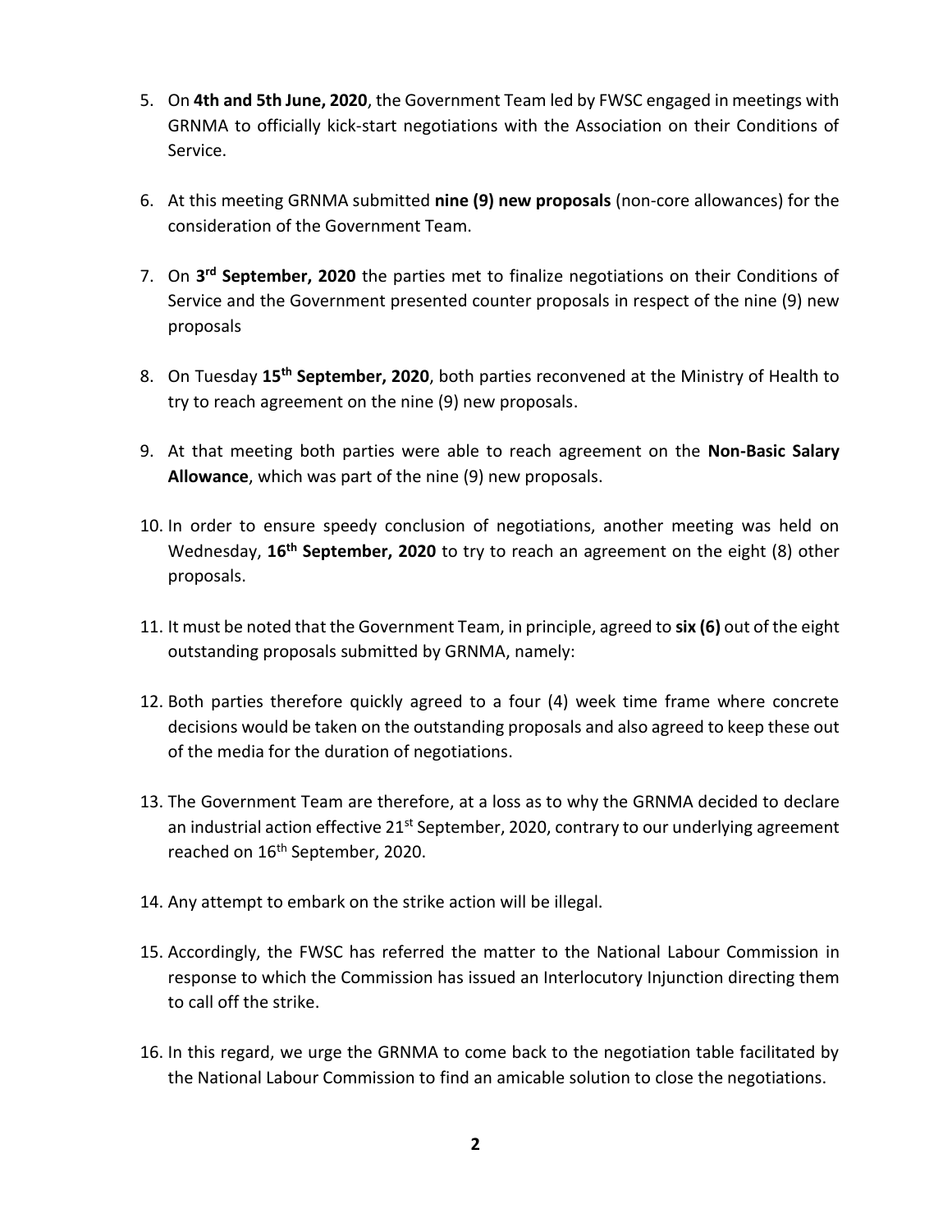5. On **4th and 5th June, 2020**, the Government Team led by FWSC engaged in meetings with GRNMA to officially kick-start negotiations with the Association on their Conditions of Service.

6. At this meeting GRNMA submitted **nine (9) new proposals** (non-core allowances) for the consideration of the Government Team.

7. On **3rd September, 2020** the parties met to finalize negotiations on their Conditions of Service and the Government presented counter proposals in respect of the nine (9) new proposals

8. On Tuesday **15th September, 2020**, both parties reconvened at the Ministry of Health to try to reach agreement on the nine (9) new proposals.

9. At that meeting both parties were able to reach agreement on the **Non-Basic Salary Allowance**, which was part of the nine (9) new proposals.

10. In order to ensure speedy conclusion of negotiations, another meeting was held on Wednesday, **16th September, 2020** to try to reach an agreement on the eight (8) other proposals.

11. It must be noted that the Government Team, in principle, agreed to **six (6)** out of the eight outstanding proposals submitted by GRNMA, namely:

12. Both parties therefore quickly agreed to a four (4) week time frame where concrete decisions would be taken on the outstanding proposals and also agreed to keep these out of the media for the duration of negotiations.

13. The Government Team are therefore, at a loss as to why the GRNMA decided to declare an industrial action effective 21st September, 2020, contrary to our underlying agreement reached on 16th September, 2020.

14. Any attempt to embark on the strike action will be illegal.

15. Accordingly, the FWSC has referred the matter to the National Labour Commission in response to which the Commission has issued an Interlocutory Injunction directing them to call off the strike.

16. In this regard, we urge the GRNMA to come back to the negotiation table facilitated by the National Labour Commission to find an amicable solution to close the negotiations.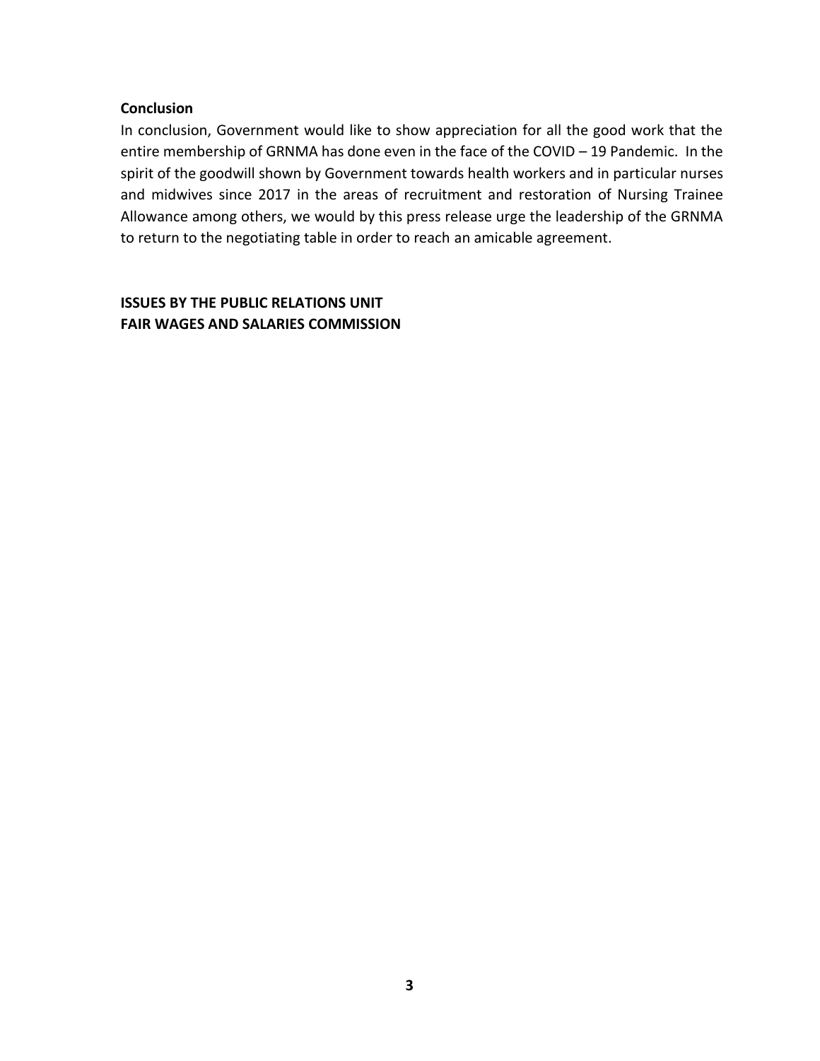**Conclusion**

In conclusion, Government would like to show appreciation for all the good work that the entire membership of GRNMA has done even in the face of the COVID – 19 Pandemic. In the spirit of the goodwill shown by Government towards health workers and in particular nurses and midwives since 2017 in the areas of recruitment and restoration of Nursing Trainee Allowance among others, we would by this press release urge the leadership of the GRNMA to return to the negotiating table in order to reach an amicable agreement.

**ISSUES BY THE PUBLIC RELATIONS UNIT**
**FAIR WAGES AND SALARIES COMMISSION**